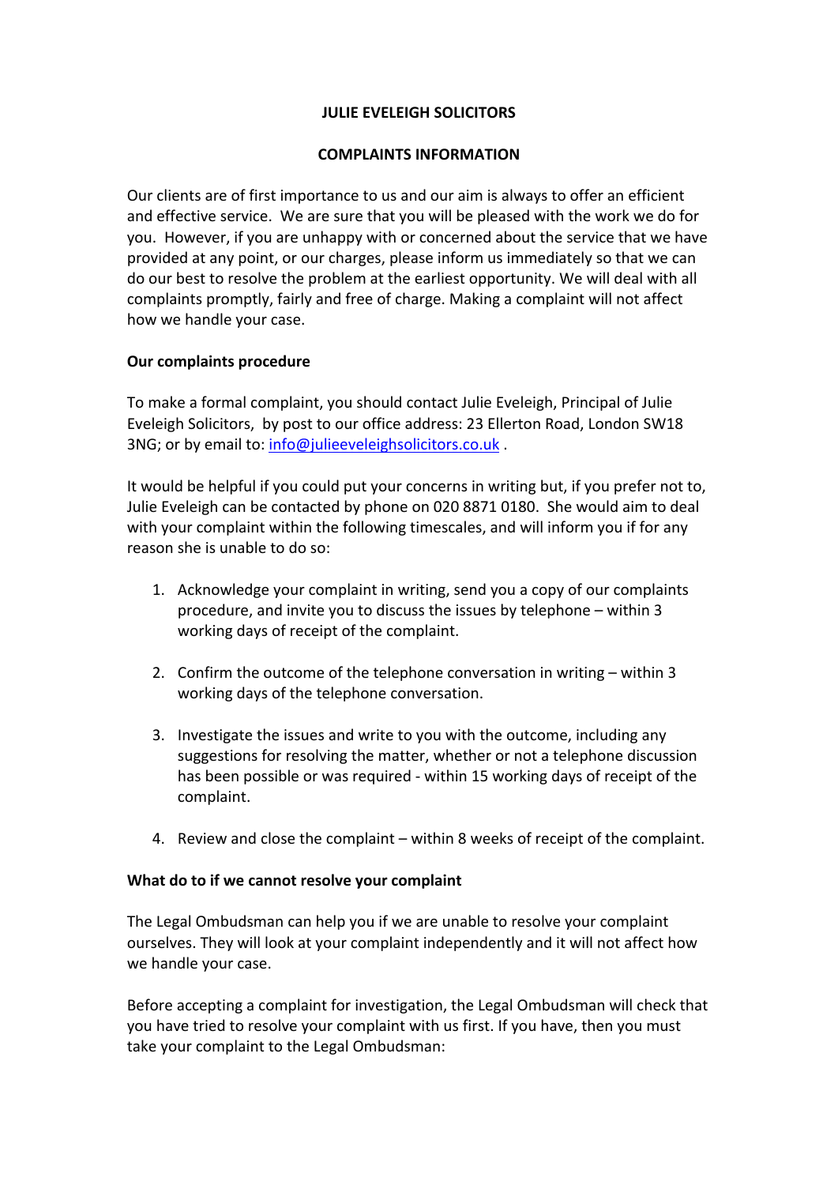**JULIE EVELEIGH SOLICITORS**

**COMPLAINTS INFORMATION**

Our clients are of first importance to us and our aim is always to offer an efficient and effective service. We are sure that you will be pleased with the work we do for you. However, if you are unhappy with or concerned about the service that we have provided at any point, or our charges, please inform us immediately so that we can do our best to resolve the problem at the earliest opportunity. We will deal with all complaints promptly, fairly and free of charge. Making a complaint will not affect how we handle your case.

**Our complaints procedure**

To make a formal complaint, you should contact Julie Eveleigh, Principal of Julie Eveleigh Solicitors, by post to our office address: 23 Ellerton Road, London SW18 3NG; or by email to: info@julieeveleighsolicitors.co.uk .

It would be helpful if you could put your concerns in writing but, if you prefer not to, Julie Eveleigh can be contacted by phone on 020 8871 0180. She would aim to deal with your complaint within the following timescales, and will inform you if for any reason she is unable to do so:

1. Acknowledge your complaint in writing, send you a copy of our complaints procedure, and invite you to discuss the issues by telephone – within 3 working days of receipt of the complaint.

2. Confirm the outcome of the telephone conversation in writing – within 3 working days of the telephone conversation.

3. Investigate the issues and write to you with the outcome, including any suggestions for resolving the matter, whether or not a telephone discussion has been possible or was required - within 15 working days of receipt of the complaint.

4. Review and close the complaint – within 8 weeks of receipt of the complaint.

**What do to if we cannot resolve your complaint**

The Legal Ombudsman can help you if we are unable to resolve your complaint ourselves. They will look at your complaint independently and it will not affect how we handle your case.

Before accepting a complaint for investigation, the Legal Ombudsman will check that you have tried to resolve your complaint with us first. If you have, then you must take your complaint to the Legal Ombudsman: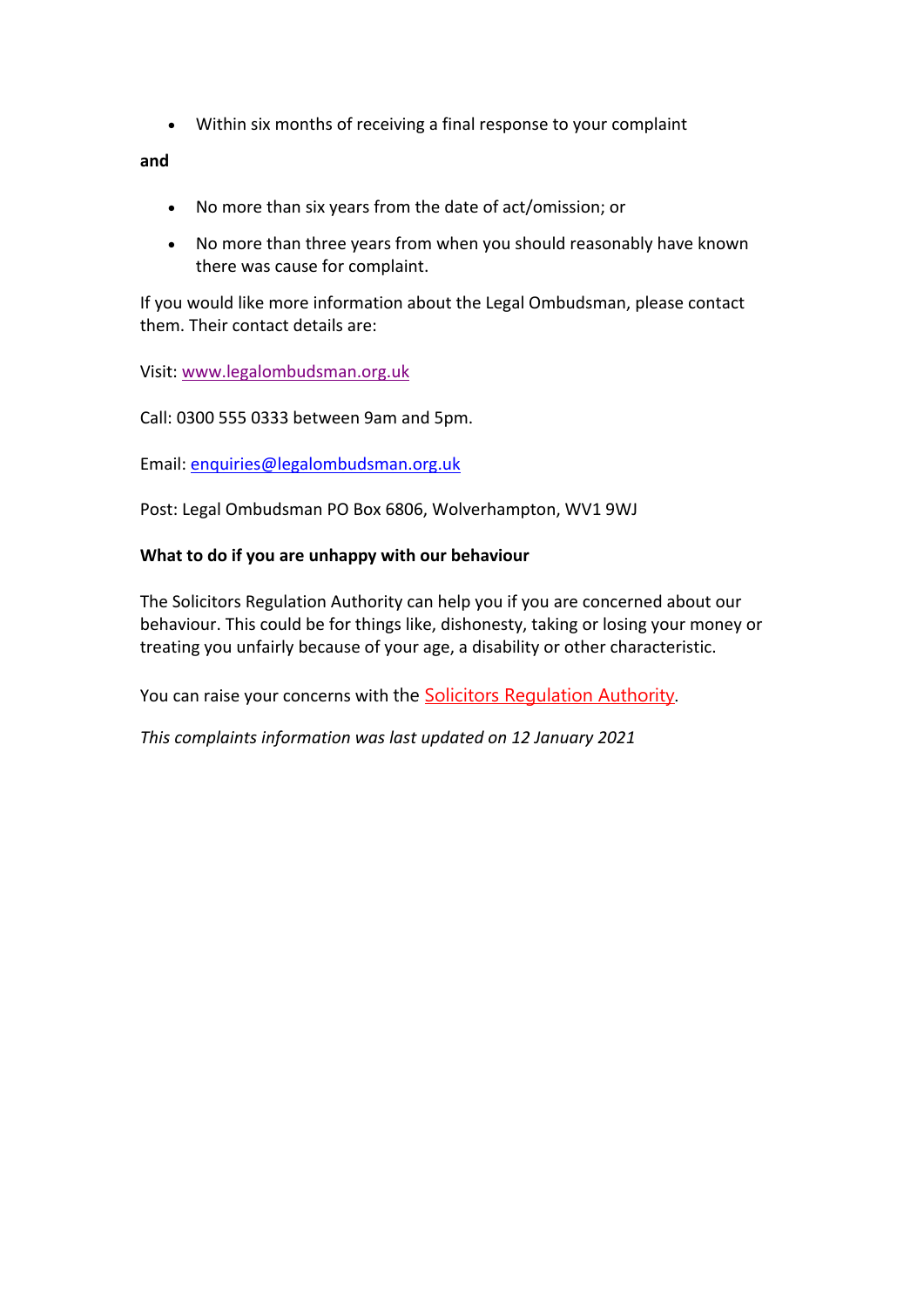- Within six months of receiving a final response to your complaint

**and**

- No more than six years from the date of act/omission; or
- No more than three years from when you should reasonably have known there was cause for complaint.

If you would like more information about the Legal Ombudsman, please contact them. Their contact details are:

Visit: www.legalombudsman.org.uk

Call: 0300 555 0333 between 9am and 5pm.

Email: enquiries@legalombudsman.org.uk

Post: Legal Ombudsman PO Box 6806, Wolverhampton, WV1 9WJ

**What to do if you are unhappy with our behaviour**

The Solicitors Regulation Authority can help you if you are concerned about our behaviour. This could be for things like, dishonesty, taking or losing your money or treating you unfairly because of your age, a disability or other characteristic.

You can raise your concerns with the Solicitors Regulation Authority.

*This complaints information was last updated on 12 January 2021*